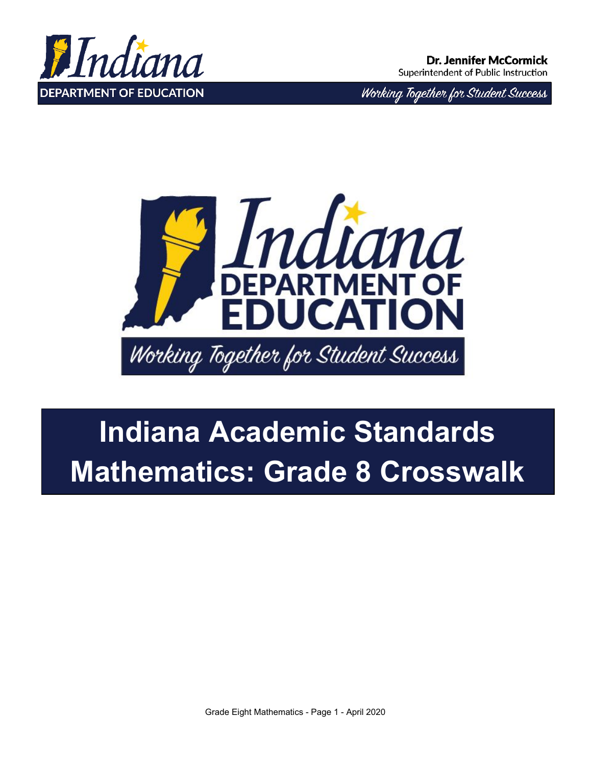Dr. Jennifer McCormick
Superintendent of Public Instruction

# Indiana Academic Standards Mathematics: Grade 8 Crosswalk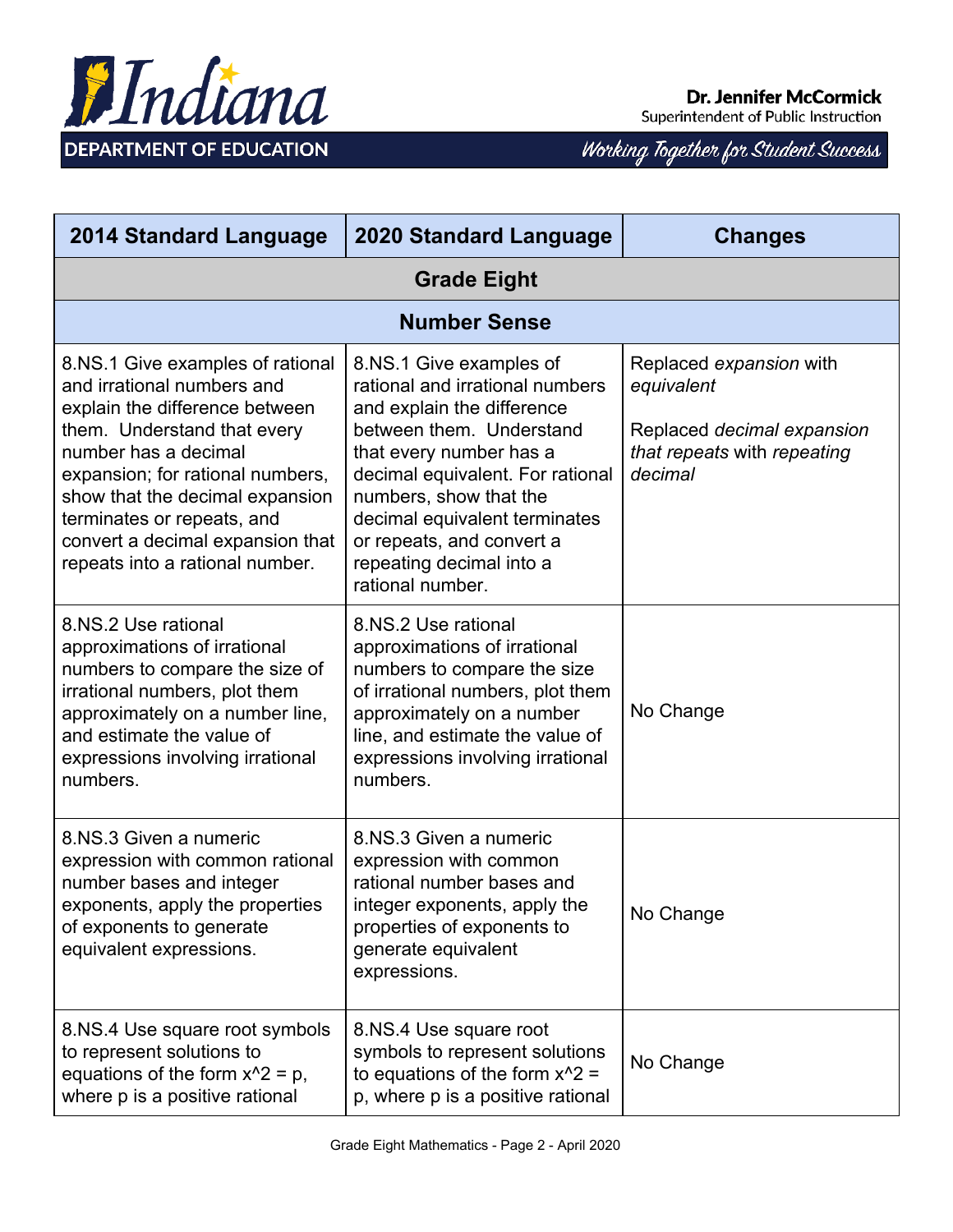| 2014 Standard Language | 2020 Standard Language | Changes |
|---|---|---|
| **Grade Eight** | | |
| **Number Sense** | | |
| 8.NS.1 Give examples of rational and irrational numbers and explain the difference between them. Understand that every number has a decimal expansion; for rational numbers, show that the decimal expansion terminates or repeats, and convert a decimal expansion that repeats into a rational number. | 8.NS.1 Give examples of rational and irrational numbers and explain the difference between them. Understand that every number has a decimal equivalent. For rational numbers, show that the decimal equivalent terminates or repeats, and convert a repeating decimal into a rational number. | Replaced *expansion* with *equivalent*<br><br>Replaced *decimal expansion that repeats* with *repeating decimal* |
| 8.NS.2 Use rational approximations of irrational numbers to compare the size of irrational numbers, plot them approximately on a number line, and estimate the value of expressions involving irrational numbers. | 8.NS.2 Use rational approximations of irrational numbers to compare the size of irrational numbers, plot them approximately on a number line, and estimate the value of expressions involving irrational numbers. | No Change |
| 8.NS.3 Given a numeric expression with common rational number bases and integer exponents, apply the properties of exponents to generate equivalent expressions. | 8.NS.3 Given a numeric expression with common rational number bases and integer exponents, apply the properties of exponents to generate equivalent expressions. | No Change |
| 8.NS.4 Use square root symbols to represent solutions to equations of the form $x^2 = p$, where p is a positive rational | 8.NS.4 Use square root symbols to represent solutions to equations of the form $x^2 = p$, where p is a positive rational | No Change |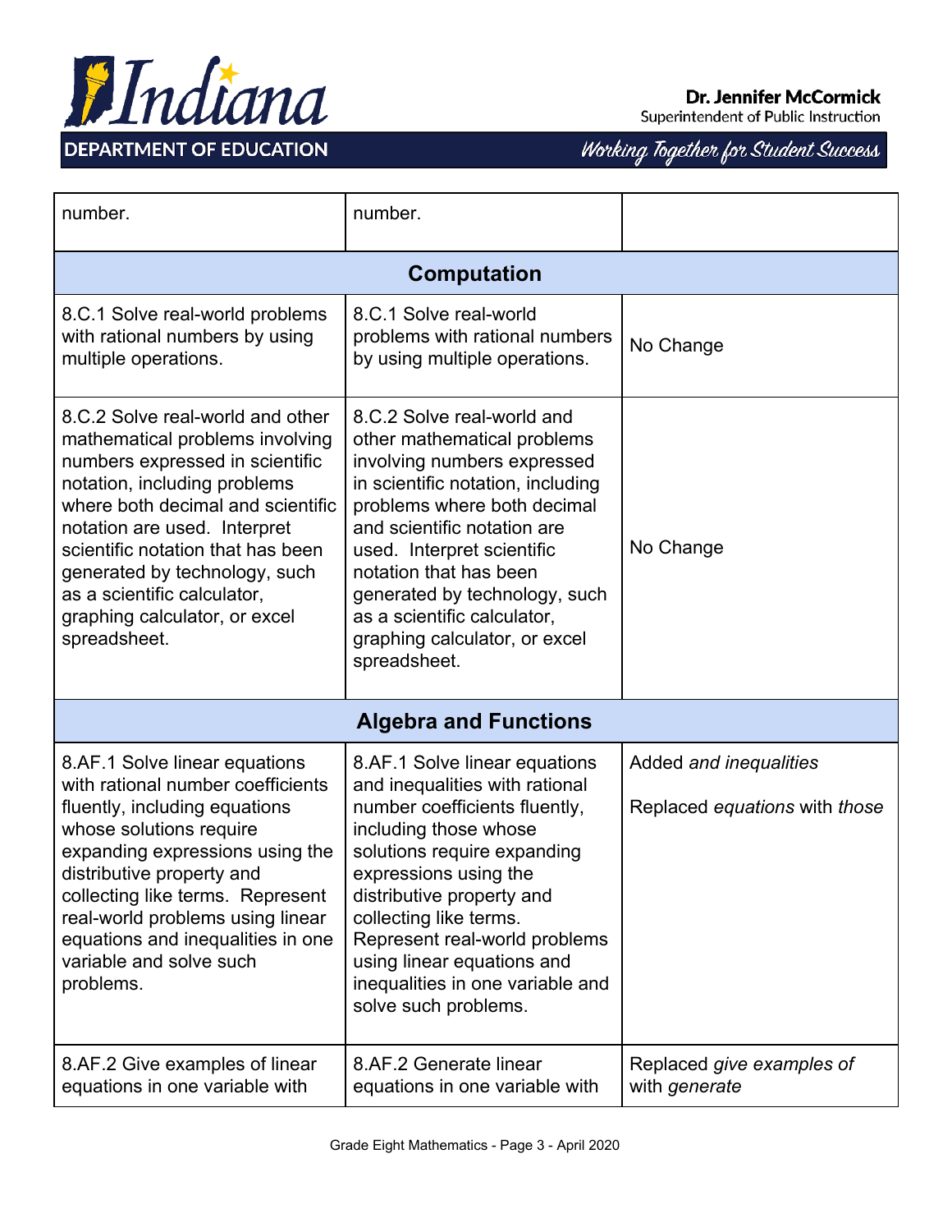| | | |
|---|---|---|
| number. | number. | |
| **Computation** | | |
| 8.C.1 Solve real-world problems with rational numbers by using multiple operations. | 8.C.1 Solve real-world problems with rational numbers by using multiple operations. | No Change |
| 8.C.2 Solve real-world and other mathematical problems involving numbers expressed in scientific notation, including problems where both decimal and scientific notation are used. Interpret scientific notation that has been generated by technology, such as a scientific calculator, graphing calculator, or excel spreadsheet. | 8.C.2 Solve real-world and other mathematical problems involving numbers expressed in scientific notation, including problems where both decimal and scientific notation are used. Interpret scientific notation that has been generated by technology, such as a scientific calculator, graphing calculator, or excel spreadsheet. | No Change |
| **Algebra and Functions** | | |
| 8.AF.1 Solve linear equations with rational number coefficients fluently, including equations whose solutions require expanding expressions using the distributive property and collecting like terms. Represent real-world problems using linear equations and inequalities in one variable and solve such problems. | 8.AF.1 Solve linear equations and inequalities with rational number coefficients fluently, including those whose solutions require expanding expressions using the distributive property and collecting like terms. Represent real-world problems using linear equations and inequalities in one variable and solve such problems. | Added *and inequalities*<br><br>Replaced *equations* with *those* |
| 8.AF.2 Give examples of linear equations in one variable with | 8.AF.2 Generate linear equations in one variable with | Replaced *give examples of* with *generate* |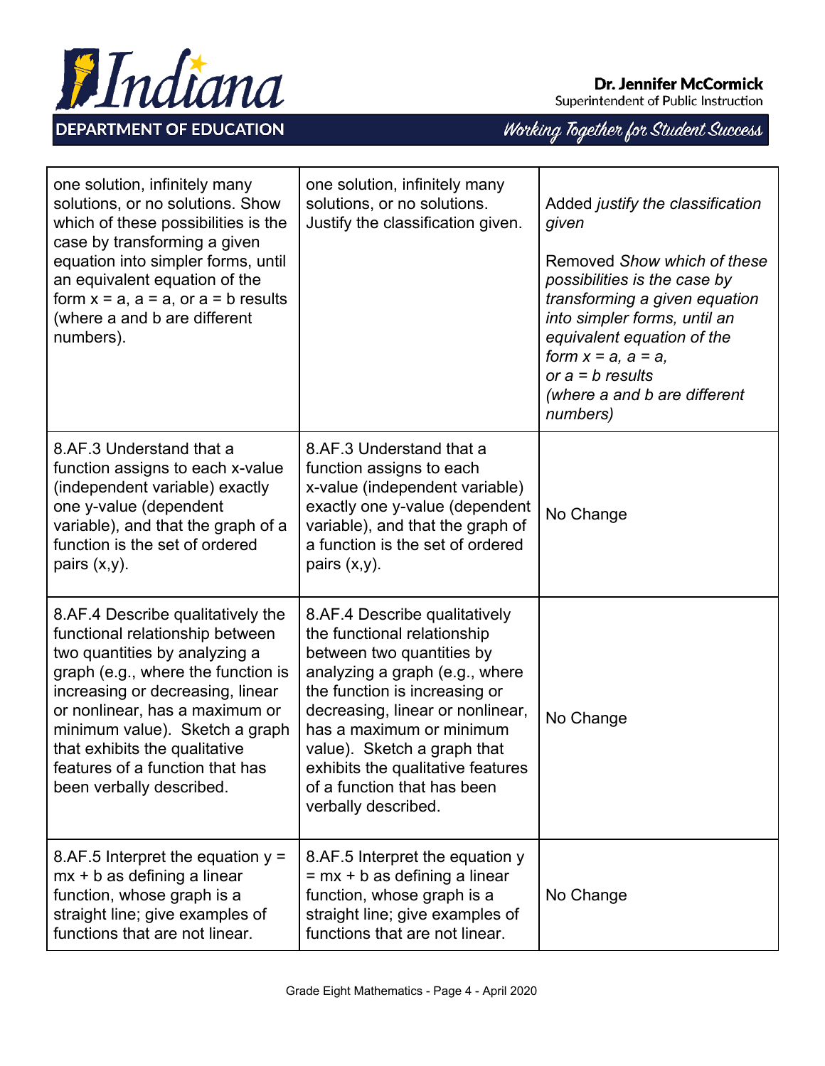| | | |
|---|---|---|
| one solution, infinitely many solutions, or no solutions. Show which of these possibilities is the case by transforming a given equation into simpler forms, until an equivalent equation of the form x = a, a = a, or a = b results (where a and b are different numbers). | one solution, infinitely many solutions, or no solutions. Justify the classification given. | Added *justify the classification given*<br><br>Removed *Show which of these possibilities is the case by transforming a given equation into simpler forms, until an equivalent equation of the form x = a, a = a, or a = b results (where a and b are different numbers)* |
| 8.AF.3 Understand that a function assigns to each x-value (independent variable) exactly one y-value (dependent variable), and that the graph of a function is the set of ordered pairs (x,y). | 8.AF.3 Understand that a function assigns to each x-value (independent variable) exactly one y-value (dependent variable), and that the graph of a function is the set of ordered pairs (x,y). | No Change |
| 8.AF.4 Describe qualitatively the functional relationship between two quantities by analyzing a graph (e.g., where the function is increasing or decreasing, linear or nonlinear, has a maximum or minimum value). Sketch a graph that exhibits the qualitative features of a function that has been verbally described. | 8.AF.4 Describe qualitatively the functional relationship between two quantities by analyzing a graph (e.g., where the function is increasing or decreasing, linear or nonlinear, has a maximum or minimum value). Sketch a graph that exhibits the qualitative features of a function that has been verbally described. | No Change |
| 8.AF.5 Interpret the equation y = mx + b as defining a linear function, whose graph is a straight line; give examples of functions that are not linear. | 8.AF.5 Interpret the equation y = mx + b as defining a linear function, whose graph is a straight line; give examples of functions that are not linear. | No Change |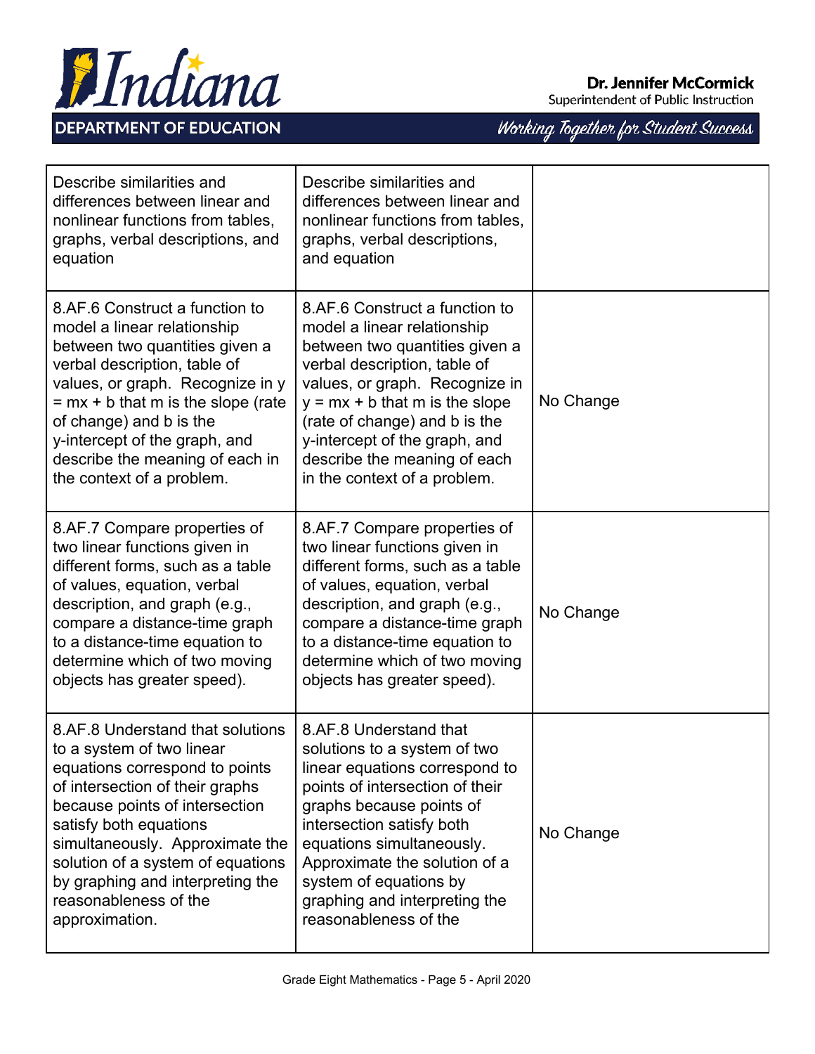| | | |
|---|---|---|
| Describe similarities and differences between linear and nonlinear functions from tables, graphs, verbal descriptions, and equation | Describe similarities and differences between linear and nonlinear functions from tables, graphs, verbal descriptions, and equation | |
| 8.AF.6 Construct a function to model a linear relationship between two quantities given a verbal description, table of values, or graph. Recognize in $y = mx + b$ that m is the slope (rate of change) and b is the y-intercept of the graph, and describe the meaning of each in the context of a problem. | 8.AF.6 Construct a function to model a linear relationship between two quantities given a verbal description, table of values, or graph. Recognize in $y = mx + b$ that m is the slope (rate of change) and b is the y-intercept of the graph, and describe the meaning of each in the context of a problem. | No Change |
| 8.AF.7 Compare properties of two linear functions given in different forms, such as a table of values, equation, verbal description, and graph (e.g., compare a distance-time graph to a distance-time equation to determine which of two moving objects has greater speed). | 8.AF.7 Compare properties of two linear functions given in different forms, such as a table of values, equation, verbal description, and graph (e.g., compare a distance-time graph to a distance-time equation to determine which of two moving objects has greater speed). | No Change |
| 8.AF.8 Understand that solutions to a system of two linear equations correspond to points of intersection of their graphs because points of intersection satisfy both equations simultaneously. Approximate the solution of a system of equations by graphing and interpreting the reasonableness of the approximation. | 8.AF.8 Understand that solutions to a system of two linear equations correspond to points of intersection of their graphs because points of intersection satisfy both equations simultaneously. Approximate the solution of a system of equations by graphing and interpreting the reasonableness of the | No Change |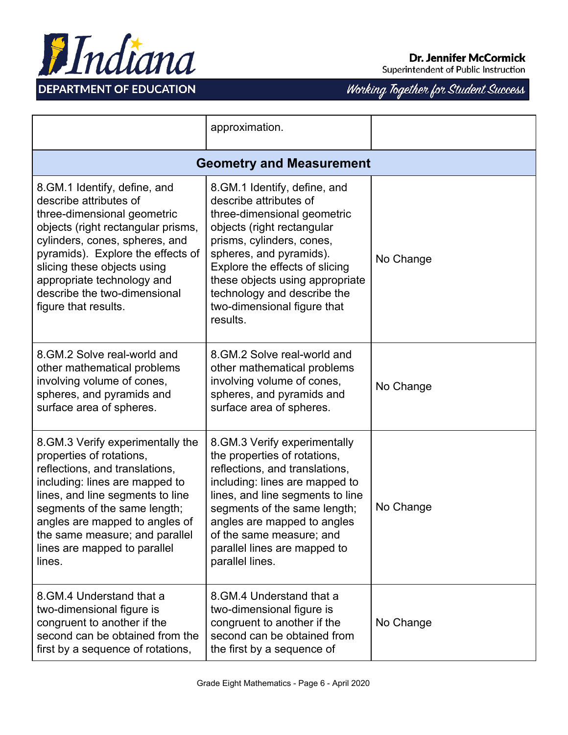| | | |
|---|---|---|
| | approximation. | |
| **Geometry and Measurement** | | |
| 8.GM.1 Identify, define, and describe attributes of three-dimensional geometric objects (right rectangular prisms, cylinders, cones, spheres, and pyramids). Explore the effects of slicing these objects using appropriate technology and describe the two-dimensional figure that results. | 8.GM.1 Identify, define, and describe attributes of three-dimensional geometric objects (right rectangular prisms, cylinders, cones, spheres, and pyramids). Explore the effects of slicing these objects using appropriate technology and describe the two-dimensional figure that results. | No Change |
| 8.GM.2 Solve real-world and other mathematical problems involving volume of cones, spheres, and pyramids and surface area of spheres. | 8.GM.2 Solve real-world and other mathematical problems involving volume of cones, spheres, and pyramids and surface area of spheres. | No Change |
| 8.GM.3 Verify experimentally the properties of rotations, reflections, and translations, including: lines are mapped to lines, and line segments to line segments of the same length; angles are mapped to angles of the same measure; and parallel lines are mapped to parallel lines. | 8.GM.3 Verify experimentally the properties of rotations, reflections, and translations, including: lines are mapped to lines, and line segments to line segments of the same length; angles are mapped to angles of the same measure; and parallel lines are mapped to parallel lines. | No Change |
| 8.GM.4 Understand that a two-dimensional figure is congruent to another if the second can be obtained from the first by a sequence of rotations, | 8.GM.4 Understand that a two-dimensional figure is congruent to another if the second can be obtained from the first by a sequence of | No Change |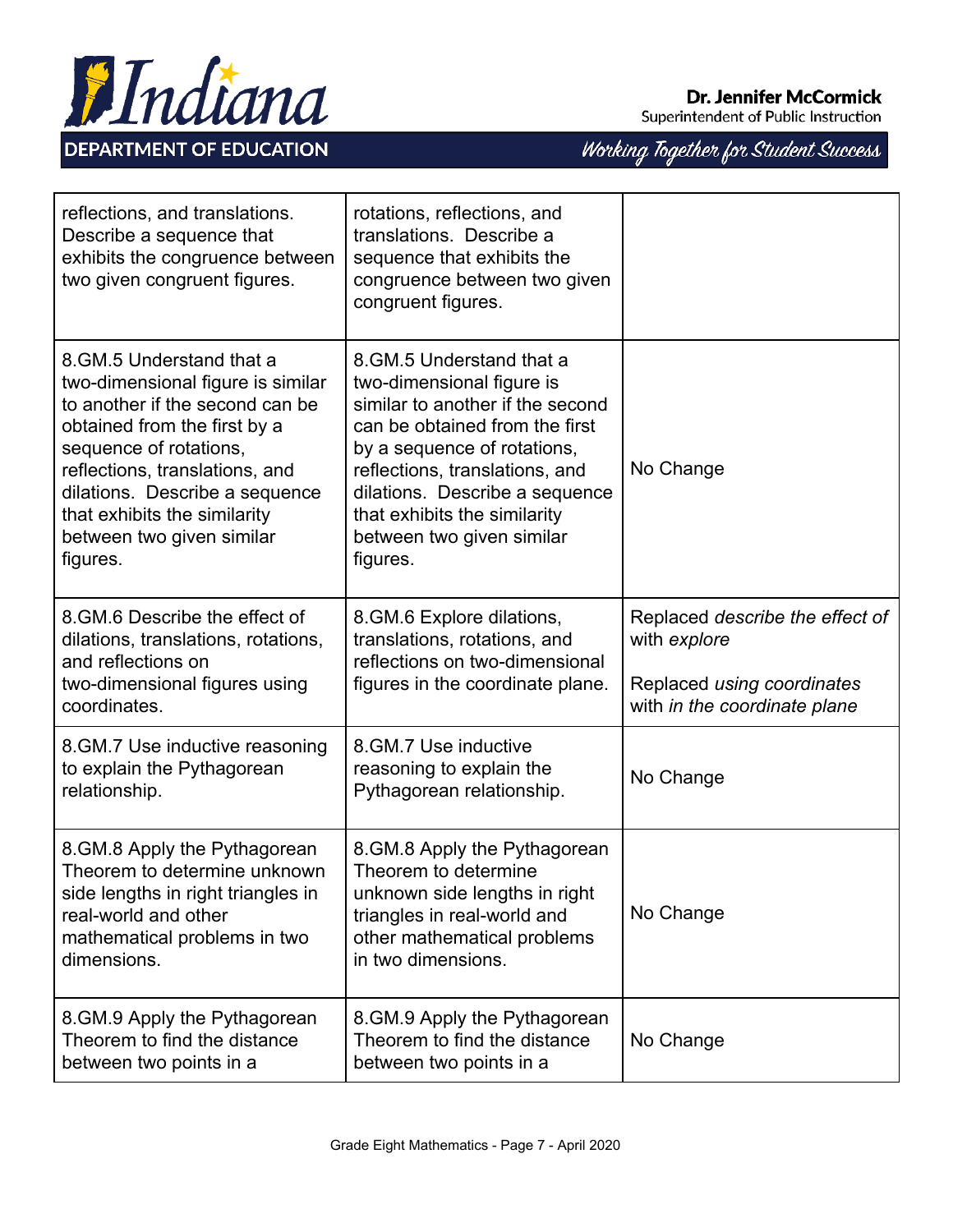| | | |
|---|---|---|
| reflections, and translations. Describe a sequence that exhibits the congruence between two given congruent figures. | rotations, reflections, and translations. Describe a sequence that exhibits the congruence between two given congruent figures. | |
| 8.GM.5 Understand that a two-dimensional figure is similar to another if the second can be obtained from the first by a sequence of rotations, reflections, translations, and dilations. Describe a sequence that exhibits the similarity between two given similar figures. | 8.GM.5 Understand that a two-dimensional figure is similar to another if the second can be obtained from the first by a sequence of rotations, reflections, translations, and dilations. Describe a sequence that exhibits the similarity between two given similar figures. | No Change |
| 8.GM.6 Describe the effect of dilations, translations, rotations, and reflections on two-dimensional figures using coordinates. | 8.GM.6 Explore dilations, translations, rotations, and reflections on two-dimensional figures in the coordinate plane. | Replaced *describe the effect of* with *explore*<br><br>Replaced *using coordinates* with *in the coordinate plane* |
| 8.GM.7 Use inductive reasoning to explain the Pythagorean relationship. | 8.GM.7 Use inductive reasoning to explain the Pythagorean relationship. | No Change |
| 8.GM.8 Apply the Pythagorean Theorem to determine unknown side lengths in right triangles in real-world and other mathematical problems in two dimensions. | 8.GM.8 Apply the Pythagorean Theorem to determine unknown side lengths in right triangles in real-world and other mathematical problems in two dimensions. | No Change |
| 8.GM.9 Apply the Pythagorean Theorem to find the distance between two points in a | 8.GM.9 Apply the Pythagorean Theorem to find the distance between two points in a | No Change |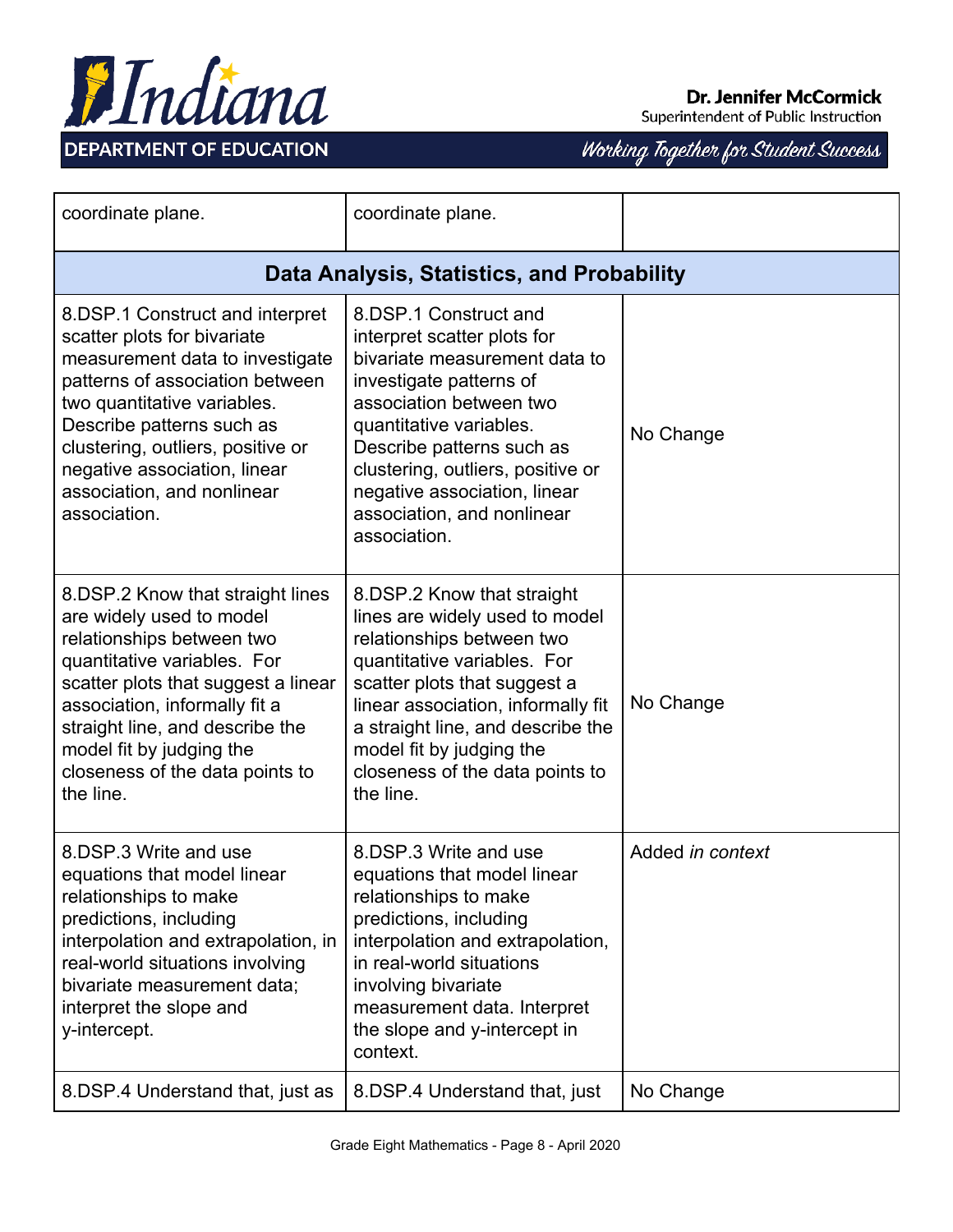| | | |
|---|---|---|
| coordinate plane. | coordinate plane. | |
| **Data Analysis, Statistics, and Probability** | | |
| 8.DSP.1 Construct and interpret scatter plots for bivariate measurement data to investigate patterns of association between two quantitative variables. Describe patterns such as clustering, outliers, positive or negative association, linear association, and nonlinear association. | 8.DSP.1 Construct and interpret scatter plots for bivariate measurement data to investigate patterns of association between two quantitative variables. Describe patterns such as clustering, outliers, positive or negative association, linear association, and nonlinear association. | No Change |
| 8.DSP.2 Know that straight lines are widely used to model relationships between two quantitative variables. For scatter plots that suggest a linear association, informally fit a straight line, and describe the model fit by judging the closeness of the data points to the line. | 8.DSP.2 Know that straight lines are widely used to model relationships between two quantitative variables. For scatter plots that suggest a linear association, informally fit a straight line, and describe the model fit by judging the closeness of the data points to the line. | No Change |
| 8.DSP.3 Write and use equations that model linear relationships to make predictions, including interpolation and extrapolation, in real-world situations involving bivariate measurement data; interpret the slope and y-intercept. | 8.DSP.3 Write and use equations that model linear relationships to make predictions, including interpolation and extrapolation, in real-world situations involving bivariate measurement data. Interpret the slope and y-intercept in context. | Added *in context* |
| 8.DSP.4 Understand that, just as | 8.DSP.4 Understand that, just | No Change |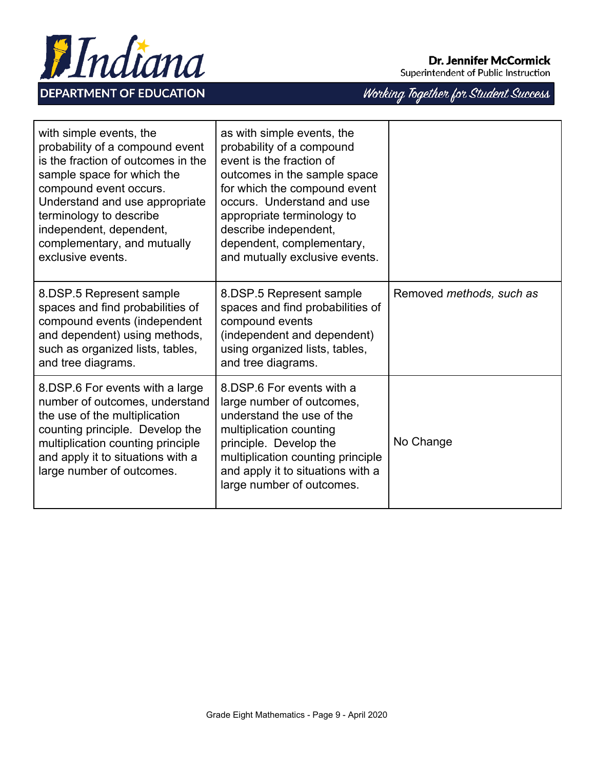| | | |
|---|---|---|
| with simple events, the probability of a compound event is the fraction of outcomes in the sample space for which the compound event occurs. Understand and use appropriate terminology to describe independent, dependent, complementary, and mutually exclusive events. | as with simple events, the probability of a compound event is the fraction of outcomes in the sample space for which the compound event occurs. Understand and use appropriate terminology to describe independent, dependent, complementary, and mutually exclusive events. | |
| 8.DSP.5 Represent sample spaces and find probabilities of compound events (independent and dependent) using methods, such as organized lists, tables, and tree diagrams. | 8.DSP.5 Represent sample spaces and find probabilities of compound events (independent and dependent) using organized lists, tables, and tree diagrams. | Removed *methods, such as* |
| 8.DSP.6 For events with a large number of outcomes, understand the use of the multiplication counting principle. Develop the multiplication counting principle and apply it to situations with a large number of outcomes. | 8.DSP.6 For events with a large number of outcomes, understand the use of the multiplication counting principle. Develop the multiplication counting principle and apply it to situations with a large number of outcomes. | No Change |